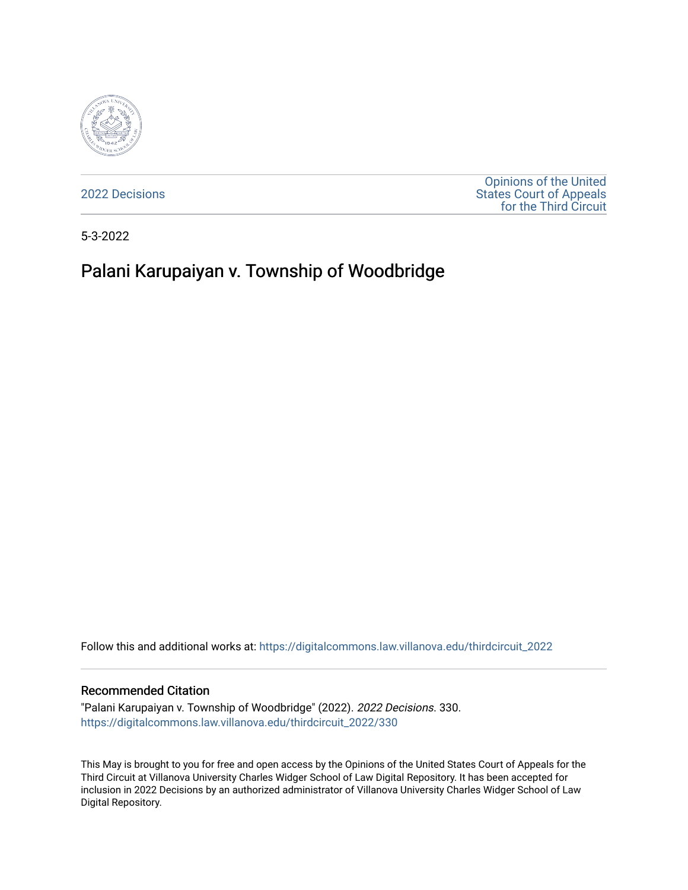2022 Decisions

Opinions of the United States Court of Appeals for the Third Circuit

5-3-2022

# Palani Karupaiyan v. Township of Woodbridge

Follow this and additional works at: https://digitalcommons.law.villanova.edu/thirdcircuit_2022

## Recommended Citation

"Palani Karupaiyan v. Township of Woodbridge" (2022). *2022 Decisions*. 330.
https://digitalcommons.law.villanova.edu/thirdcircuit_2022/330

This May is brought to you for free and open access by the Opinions of the United States Court of Appeals for the Third Circuit at Villanova University Charles Widger School of Law Digital Repository. It has been accepted for inclusion in 2022 Decisions by an authorized administrator of Villanova University Charles Widger School of Law Digital Repository.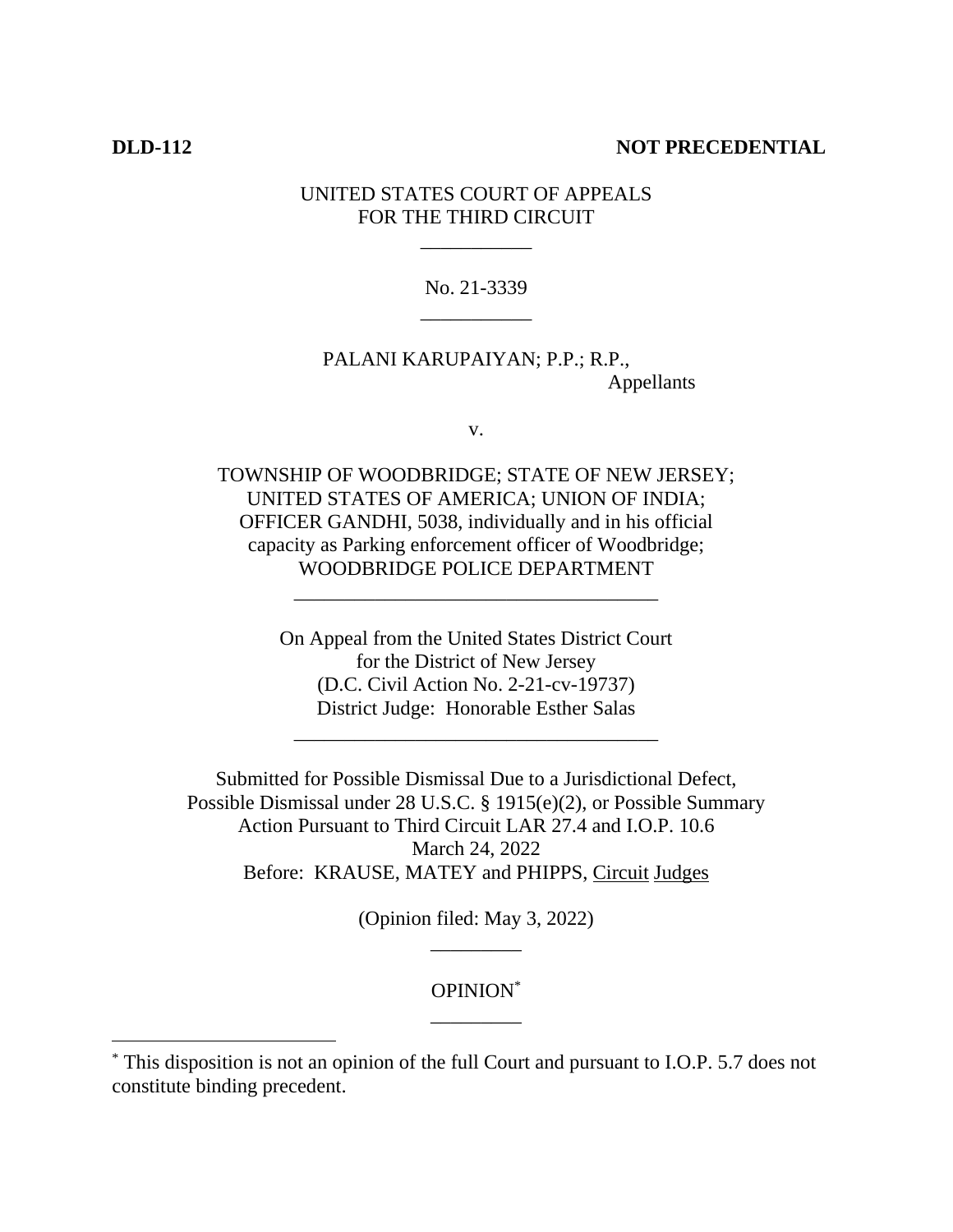**DLD-112** **NOT PRECEDENTIAL**

UNITED STATES COURT OF APPEALS
FOR THE THIRD CIRCUIT

---

No. 21-3339

---

PALANI KARUPAIYAN; P.P.; R.P.,
Appellants

v.

TOWNSHIP OF WOODBRIDGE; STATE OF NEW JERSEY; UNITED STATES OF AMERICA; UNION OF INDIA; OFFICER GANDHI, 5038, individually and in his official capacity as Parking enforcement officer of Woodbridge; WOODBRIDGE POLICE DEPARTMENT

---

On Appeal from the United States District Court
for the District of New Jersey
(D.C. Civil Action No. 2-21-cv-19737)
District Judge: Honorable Esther Salas

---

Submitted for Possible Dismissal Due to a Jurisdictional Defect, Possible Dismissal under 28 U.S.C. § 1915(e)(2), or Possible Summary Action Pursuant to Third Circuit LAR 27.4 and I.O.P. 10.6
March 24, 2022
Before: KRAUSE, MATEY and PHIPPS, Circuit Judges

(Opinion filed: May 3, 2022)

---

OPINION[*]

---

[*] This disposition is not an opinion of the full Court and pursuant to I.O.P. 5.7 does not constitute binding precedent.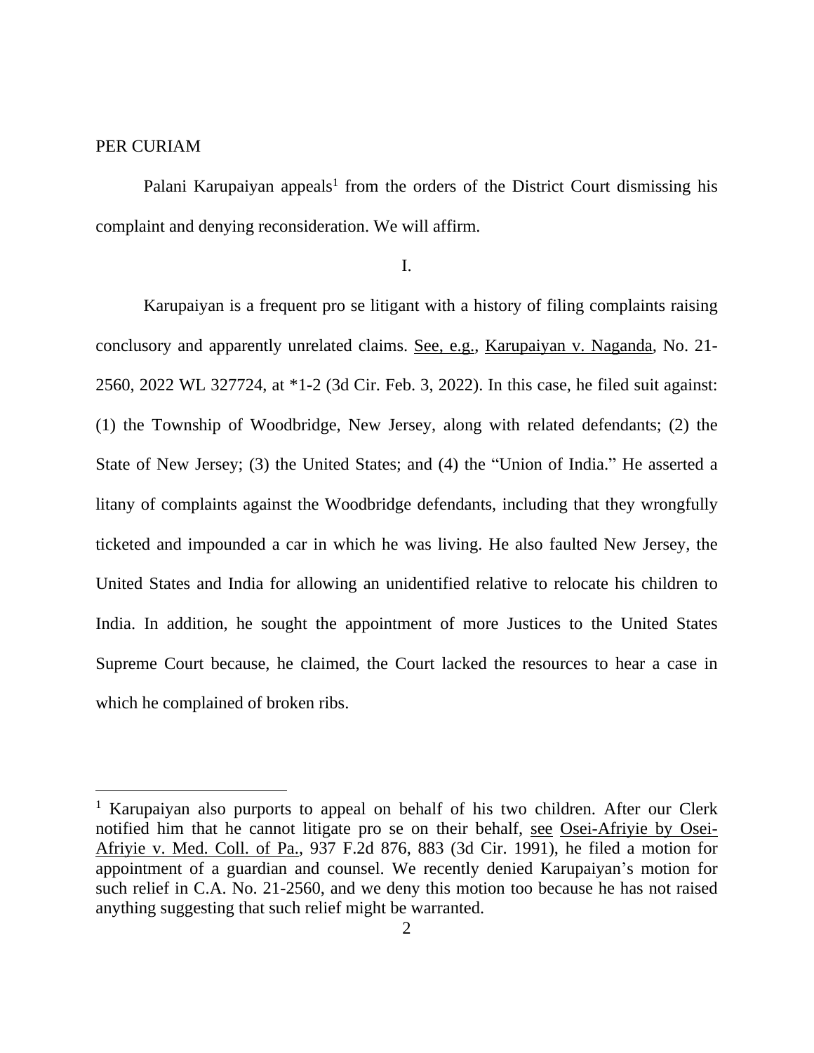PER CURIAM

Palani Karupaiyan appeals[1] from the orders of the District Court dismissing his complaint and denying reconsideration. We will affirm.

I.

Karupaiyan is a frequent pro se litigant with a history of filing complaints raising conclusory and apparently unrelated claims. See, e.g., Karupaiyan v. Naganda, No. 21-2560, 2022 WL 327724, at *1-2 (3d Cir. Feb. 3, 2022). In this case, he filed suit against: (1) the Township of Woodbridge, New Jersey, along with related defendants; (2) the State of New Jersey; (3) the United States; and (4) the "Union of India." He asserted a litany of complaints against the Woodbridge defendants, including that they wrongfully ticketed and impounded a car in which he was living. He also faulted New Jersey, the United States and India for allowing an unidentified relative to relocate his children to India. In addition, he sought the appointment of more Justices to the United States Supreme Court because, he claimed, the Court lacked the resources to hear a case in which he complained of broken ribs.

---

[1] Karupaiyan also purports to appeal on behalf of his two children. After our Clerk notified him that he cannot litigate pro se on their behalf, see Osei-Afriyie by Osei-Afriyie v. Med. Coll. of Pa., 937 F.2d 876, 883 (3d Cir. 1991), he filed a motion for appointment of a guardian and counsel. We recently denied Karupaiyan's motion for such relief in C.A. No. 21-2560, and we deny this motion too because he has not raised anything suggesting that such relief might be warranted.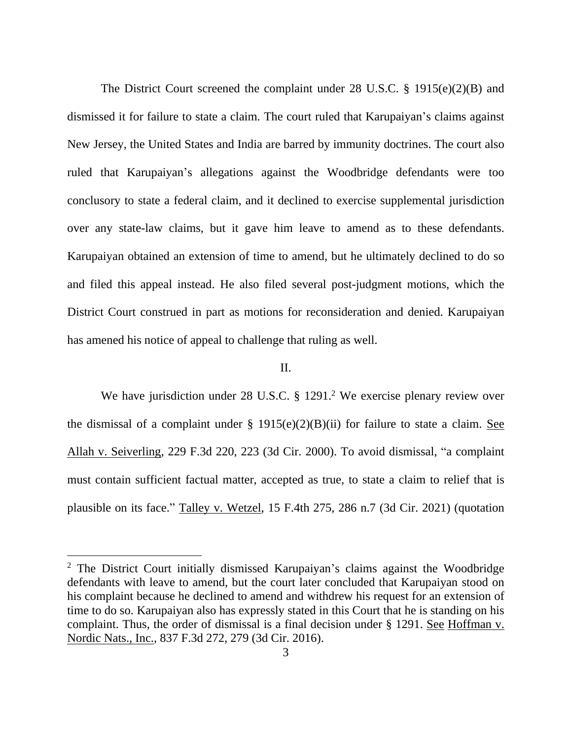The District Court screened the complaint under 28 U.S.C. § 1915(e)(2)(B) and dismissed it for failure to state a claim. The court ruled that Karupaiyan's claims against New Jersey, the United States and India are barred by immunity doctrines. The court also ruled that Karupaiyan's allegations against the Woodbridge defendants were too conclusory to state a federal claim, and it declined to exercise supplemental jurisdiction over any state-law claims, but it gave him leave to amend as to these defendants. Karupaiyan obtained an extension of time to amend, but he ultimately declined to do so and filed this appeal instead. He also filed several post-judgment motions, which the District Court construed in part as motions for reconsideration and denied. Karupaiyan has amened his notice of appeal to challenge that ruling as well.

II.

We have jurisdiction under 28 U.S.C. § 1291.[2] We exercise plenary review over the dismissal of a complaint under § 1915(e)(2)(B)(ii) for failure to state a claim. See Allah v. Seiverling, 229 F.3d 220, 223 (3d Cir. 2000). To avoid dismissal, "a complaint must contain sufficient factual matter, accepted as true, to state a claim to relief that is plausible on its face." Talley v. Wetzel, 15 F.4th 275, 286 n.7 (3d Cir. 2021) (quotation

---

[2] The District Court initially dismissed Karupaiyan's claims against the Woodbridge defendants with leave to amend, but the court later concluded that Karupaiyan stood on his complaint because he declined to amend and withdrew his request for an extension of time to do so. Karupaiyan also has expressly stated in this Court that he is standing on his complaint. Thus, the order of dismissal is a final decision under § 1291. See Hoffman v. Nordic Nats., Inc., 837 F.3d 272, 279 (3d Cir. 2016).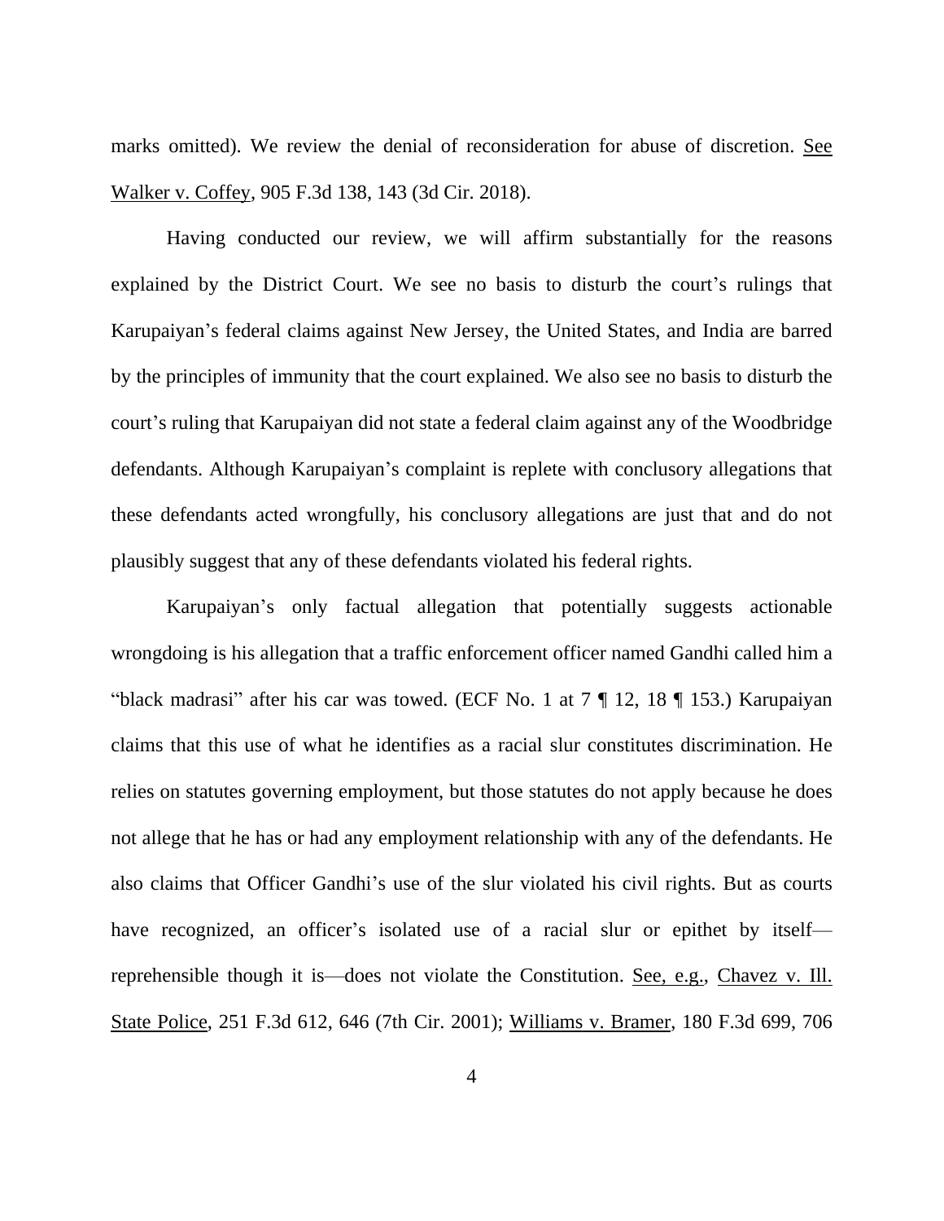marks omitted). We review the denial of reconsideration for abuse of discretion. See Walker v. Coffey, 905 F.3d 138, 143 (3d Cir. 2018).

Having conducted our review, we will affirm substantially for the reasons explained by the District Court. We see no basis to disturb the court's rulings that Karupaiyan's federal claims against New Jersey, the United States, and India are barred by the principles of immunity that the court explained. We also see no basis to disturb the court's ruling that Karupaiyan did not state a federal claim against any of the Woodbridge defendants. Although Karupaiyan's complaint is replete with conclusory allegations that these defendants acted wrongfully, his conclusory allegations are just that and do not plausibly suggest that any of these defendants violated his federal rights.

Karupaiyan's only factual allegation that potentially suggests actionable wrongdoing is his allegation that a traffic enforcement officer named Gandhi called him a "black madrasi" after his car was towed. (ECF No. 1 at 7 ¶ 12, 18 ¶ 153.) Karupaiyan claims that this use of what he identifies as a racial slur constitutes discrimination. He relies on statutes governing employment, but those statutes do not apply because he does not allege that he has or had any employment relationship with any of the defendants. He also claims that Officer Gandhi's use of the slur violated his civil rights. But as courts have recognized, an officer's isolated use of a racial slur or epithet by itself—reprehensible though it is—does not violate the Constitution. See, e.g., Chavez v. Ill. State Police, 251 F.3d 612, 646 (7th Cir. 2001); Williams v. Bramer, 180 F.3d 699, 706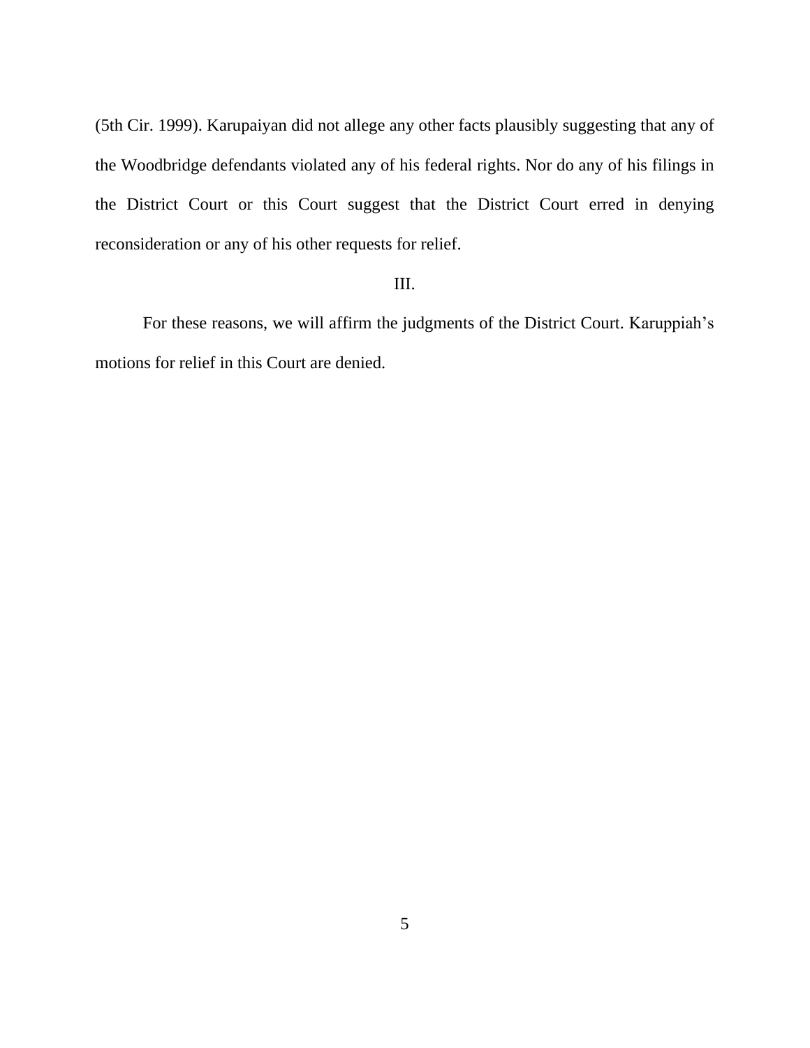(5th Cir. 1999). Karupaiyan did not allege any other facts plausibly suggesting that any of the Woodbridge defendants violated any of his federal rights. Nor do any of his filings in the District Court or this Court suggest that the District Court erred in denying reconsideration or any of his other requests for relief.

III.

For these reasons, we will affirm the judgments of the District Court. Karuppiah's motions for relief in this Court are denied.